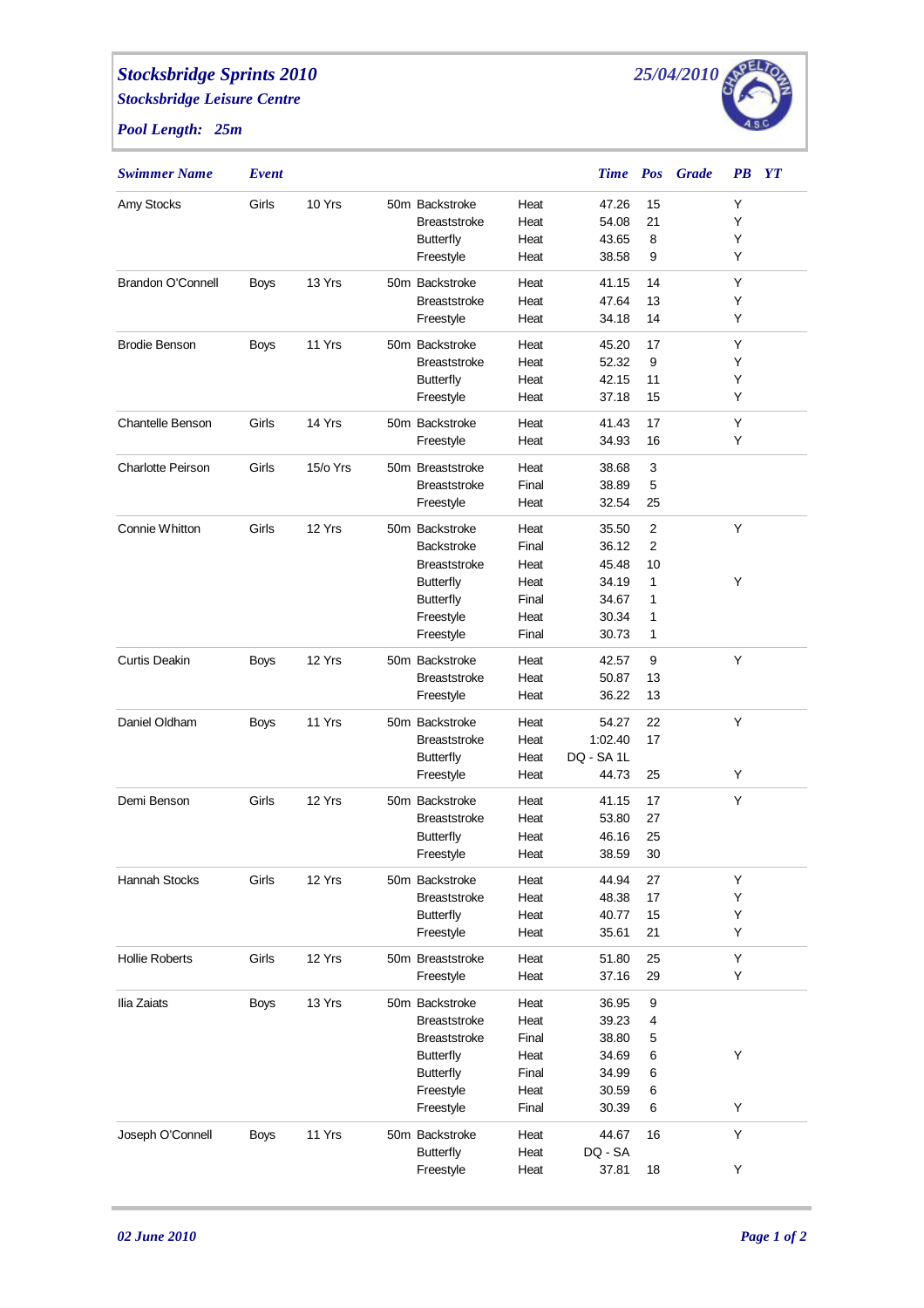# Stocksbridge Sprints 2010

*25/04/2010*

## Stocksbridge Leisure Centre

**Pool Length: 25m**

| Swimmer Name | Event | | | | | Time | Pos | Grade | PB | YT |
|---|---|---|---|---|---|---|---|---|---|---|
| Amy Stocks | Girls | 10 Yrs | 50m | Backstroke | Heat | 47.26 | 15 | | Y | |
| | | | | Breaststroke | Heat | 54.08 | 21 | | Y | |
| | | | | Butterfly | Heat | 43.65 | 8 | | Y | |
| | | | | Freestyle | Heat | 38.58 | 9 | | Y | |
| Brandon O'Connell | Boys | 13 Yrs | 50m | Backstroke | Heat | 41.15 | 14 | | Y | |
| | | | | Breaststroke | Heat | 47.64 | 13 | | Y | |
| | | | | Freestyle | Heat | 34.18 | 14 | | Y | |
| Brodie Benson | Boys | 11 Yrs | 50m | Backstroke | Heat | 45.20 | 17 | | Y | |
| | | | | Breaststroke | Heat | 52.32 | 9 | | Y | |
| | | | | Butterfly | Heat | 42.15 | 11 | | Y | |
| | | | | Freestyle | Heat | 37.18 | 15 | | Y | |
| Chantelle Benson | Girls | 14 Yrs | 50m | Backstroke | Heat | 41.43 | 17 | | Y | |
| | | | | Freestyle | Heat | 34.93 | 16 | | Y | |
| Charlotte Peirson | Girls | 15/o Yrs | 50m | Breaststroke | Heat | 38.68 | 3 | | | |
| | | | | Breaststroke | Final | 38.89 | 5 | | | |
| | | | | Freestyle | Heat | 32.54 | 25 | | | |
| Connie Whitton | Girls | 12 Yrs | 50m | Backstroke | Heat | 35.50 | 2 | | Y | |
| | | | | Backstroke | Final | 36.12 | 2 | | | |
| | | | | Breaststroke | Heat | 45.48 | 10 | | | |
| | | | | Butterfly | Heat | 34.19 | 1 | | Y | |
| | | | | Butterfly | Final | 34.67 | 1 | | | |
| | | | | Freestyle | Heat | 30.34 | 1 | | | |
| | | | | Freestyle | Final | 30.73 | 1 | | | |
| Curtis Deakin | Boys | 12 Yrs | 50m | Backstroke | Heat | 42.57 | 9 | | Y | |
| | | | | Breaststroke | Heat | 50.87 | 13 | | | |
| | | | | Freestyle | Heat | 36.22 | 13 | | | |
| Daniel Oldham | Boys | 11 Yrs | 50m | Backstroke | Heat | 54.27 | 22 | | Y | |
| | | | | Breaststroke | Heat | 1:02.40 | 17 | | | |
| | | | | Butterfly | Heat | DQ - SA 1L | | | | |
| | | | | Freestyle | Heat | 44.73 | 25 | | Y | |
| Demi Benson | Girls | 12 Yrs | 50m | Backstroke | Heat | 41.15 | 17 | | Y | |
| | | | | Breaststroke | Heat | 53.80 | 27 | | | |
| | | | | Butterfly | Heat | 46.16 | 25 | | | |
| | | | | Freestyle | Heat | 38.59 | 30 | | | |
| Hannah Stocks | Girls | 12 Yrs | 50m | Backstroke | Heat | 44.94 | 27 | | Y | |
| | | | | Breaststroke | Heat | 48.38 | 17 | | Y | |
| | | | | Butterfly | Heat | 40.77 | 15 | | Y | |
| | | | | Freestyle | Heat | 35.61 | 21 | | Y | |
| Hollie Roberts | Girls | 12 Yrs | 50m | Breaststroke | Heat | 51.80 | 25 | | Y | |
| | | | | Freestyle | Heat | 37.16 | 29 | | Y | |
| Ilia Zaiats | Boys | 13 Yrs | 50m | Backstroke | Heat | 36.95 | 9 | | | |
| | | | | Breaststroke | Heat | 39.23 | 4 | | | |
| | | | | Breaststroke | Final | 38.80 | 5 | | | |
| | | | | Butterfly | Heat | 34.69 | 6 | | Y | |
| | | | | Butterfly | Final | 34.99 | 6 | | | |
| | | | | Freestyle | Heat | 30.59 | 6 | | | |
| | | | | Freestyle | Final | 30.39 | 6 | | Y | |
| Joseph O'Connell | Boys | 11 Yrs | 50m | Backstroke | Heat | 44.67 | 16 | | Y | |
| | | | | Butterfly | Heat | DQ - SA | | | | |
| | | | | Freestyle | Heat | 37.81 | 18 | | Y | |

*02 June 2010*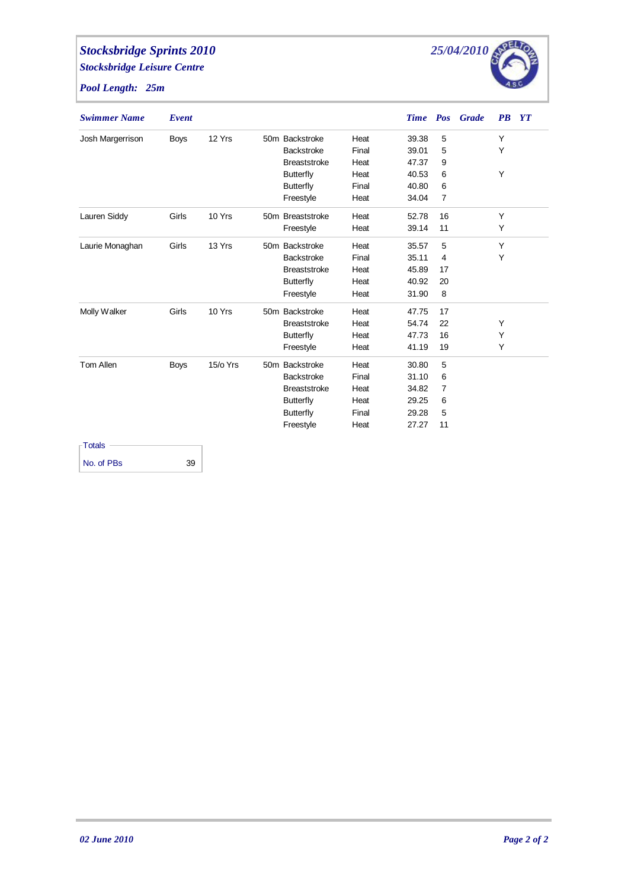# Stocksbridge Sprints 2010

**25/04/2010**

## Stocksbridge Leisure Centre

**Pool Length: 25m**

| Swimmer Name | Event | | | | | Time | Pos | Grade | PB | YT |
|---|---|---|---|---|---|---|---|---|---|---|
| Josh Margerrison | Boys | 12 Yrs | 50m | Backstroke | Heat | 39.38 | 5 | | Y | |
| | | | | Backstroke | Final | 39.01 | 5 | | Y | |
| | | | | Breaststroke | Heat | 47.37 | 9 | | | |
| | | | | Butterfly | Heat | 40.53 | 6 | | Y | |
| | | | | Butterfly | Final | 40.80 | 6 | | | |
| | | | | Freestyle | Heat | 34.04 | 7 | | | |
| Lauren Siddy | Girls | 10 Yrs | 50m | Breaststroke | Heat | 52.78 | 16 | | Y | |
| | | | | Freestyle | Heat | 39.14 | 11 | | Y | |
| Laurie Monaghan | Girls | 13 Yrs | 50m | Backstroke | Heat | 35.57 | 5 | | Y | |
| | | | | Backstroke | Final | 35.11 | 4 | | Y | |
| | | | | Breaststroke | Heat | 45.89 | 17 | | | |
| | | | | Butterfly | Heat | 40.92 | 20 | | | |
| | | | | Freestyle | Heat | 31.90 | 8 | | | |
| Molly Walker | Girls | 10 Yrs | 50m | Backstroke | Heat | 47.75 | 17 | | | |
| | | | | Breaststroke | Heat | 54.74 | 22 | | Y | |
| | | | | Butterfly | Heat | 47.73 | 16 | | Y | |
| | | | | Freestyle | Heat | 41.19 | 19 | | Y | |
| Tom Allen | Boys | 15/o Yrs | 50m | Backstroke | Heat | 30.80 | 5 | | | |
| | | | | Backstroke | Final | 31.10 | 6 | | | |
| | | | | Breaststroke | Heat | 34.82 | 7 | | | |
| | | | | Butterfly | Heat | 29.25 | 6 | | | |
| | | | | Butterfly | Final | 29.28 | 5 | | | |
| | | | | Freestyle | Heat | 27.27 | 11 | | | |

| Totals | |
|---|---|
| No. of PBs | 39 |

*02 June 2010*